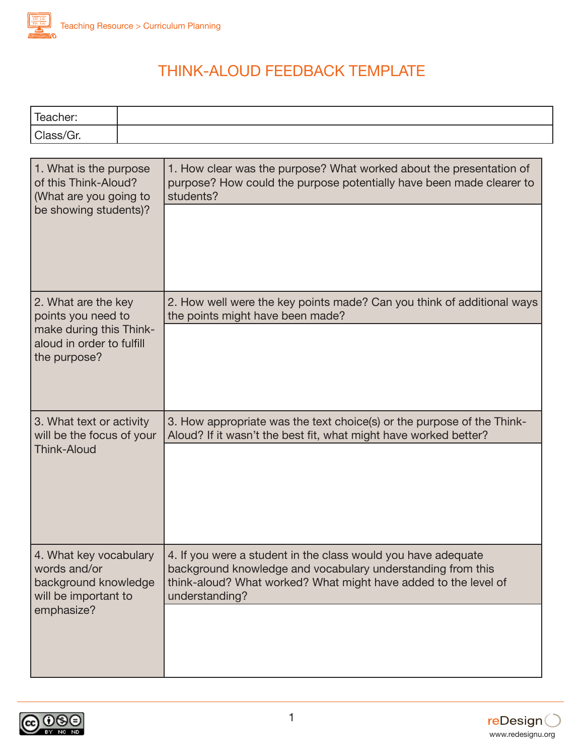# THINK-ALOUD FEEDBACK TEMPLATE

| Teacher: | |
|---|---|
| Class/Gr. | |

| | |
|---|---|
| 1. What is the purpose of this Think-Aloud? (What are you going to be showing students)? | 1. How clear was the purpose? What worked about the presentation of purpose? How could the purpose potentially have been made clearer to students? |
| | |
| 2. What are the key points you need to make during this Think-aloud in order to fulfill the purpose? | 2. How well were the key points made? Can you think of additional ways the points might have been made? |
| | |
| 3. What text or activity will be the focus of your Think-Aloud | 3. How appropriate was the text choice(s) or the purpose of the Think-Aloud? If it wasn't the best fit, what might have worked better? |
| | |
| 4. What key vocabulary words and/or background knowledge will be important to emphasize? | 4. If you were a student in the class would you have adequate background knowledge and vocabulary understanding from this think-aloud? What worked? What might have added to the level of understanding? |
| | |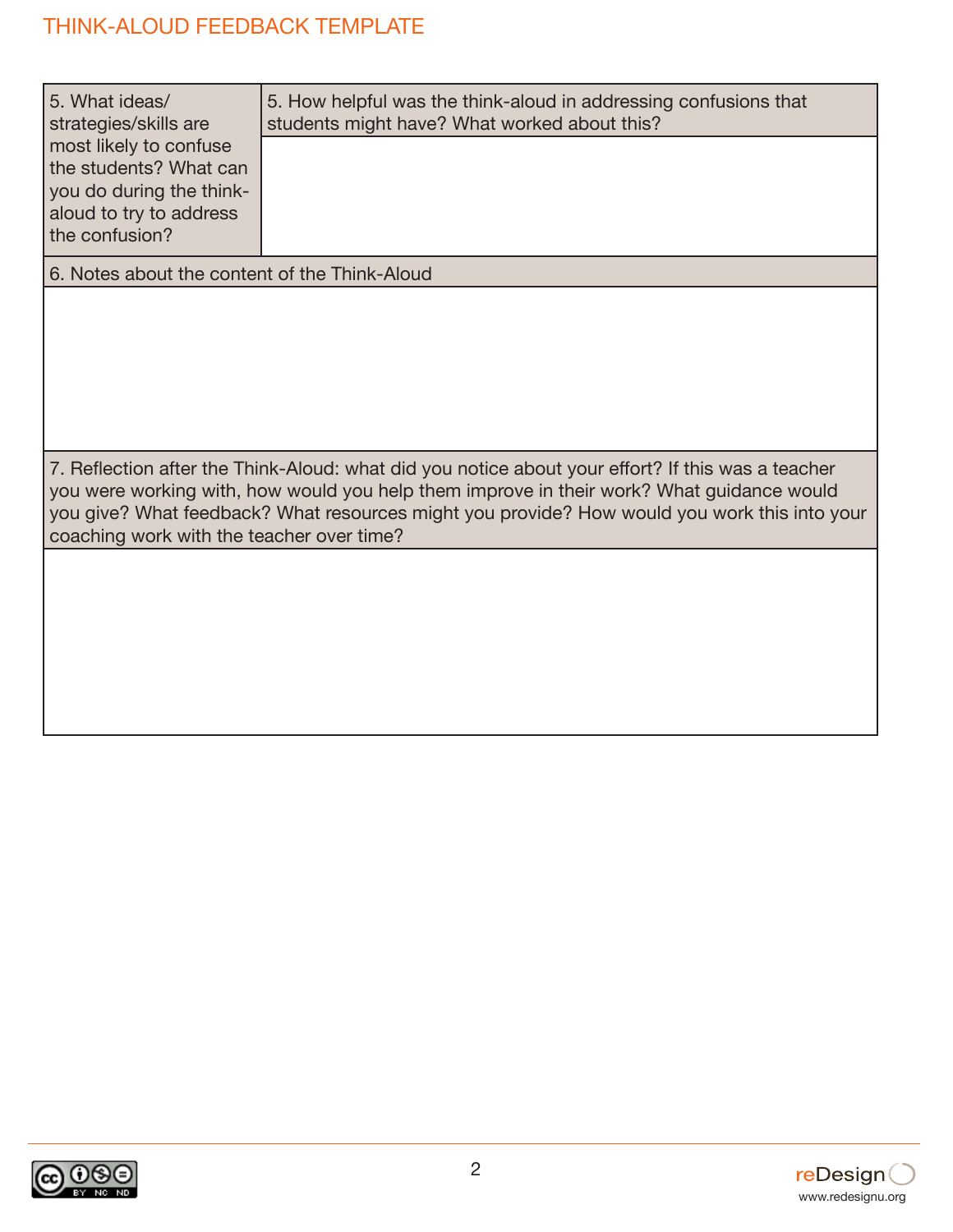| 5. What ideas/ strategies/skills are most likely to confuse the students? What can you do during the think-aloud to try to address the confusion? | 5. How helpful was the think-aloud in addressing confusions that students might have? What worked about this? |
|---|---|
| | |

| 6. Notes about the content of the Think-Aloud |
|---|
| |

| 7. Reflection after the Think-Aloud: what did you notice about your effort? If this was a teacher you were working with, how would you help them improve in their work? What guidance would you give? What feedback? What resources might you provide? How would you work this into your coaching work with the teacher over time? |
|---|
| |